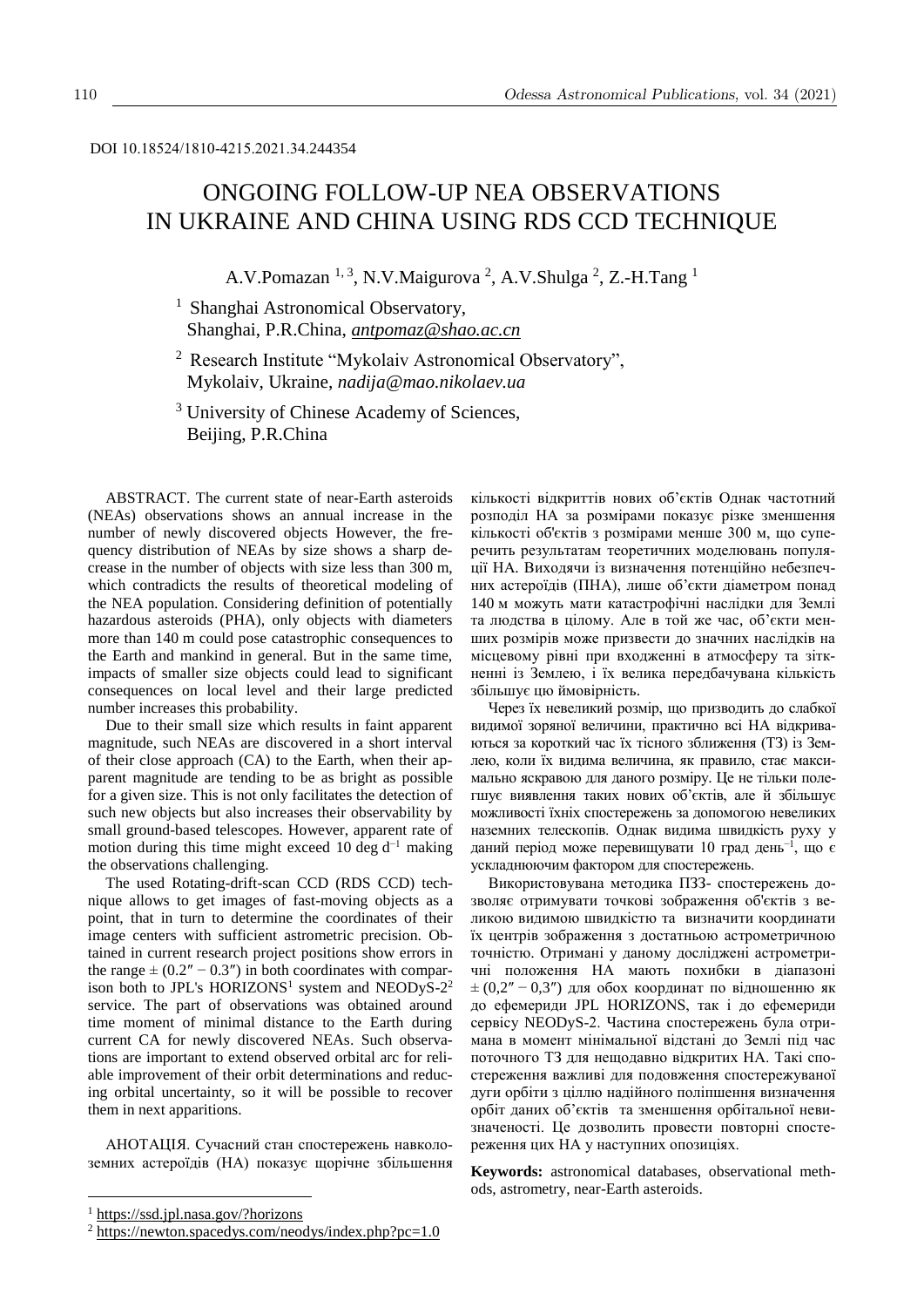DOI 10.18524/1810-4215.2021.34.244354

# ONGOING FOLLOW-UP NEA OBSERVATIONS IN UKRAINE AND CHINA USING RDS CCD TECHNIQUE

A.V.Pomazan [1, 3], N.V.Maigurova [2], A.V.Shulga [2], Z.-H.Tang [1]

[1] Shanghai Astronomical Observatory, Shanghai, P.R.China, *antpomaz@shao.ac.cn*

[2] Research Institute "Mykolaiv Astronomical Observatory", Mykolaiv, Ukraine, *nadija@mao.nikolaev.ua*

[3] University of Chinese Academy of Sciences, Beijing, P.R.China

ABSTRACT. The current state of near-Earth asteroids (NEAs) observations shows an annual increase in the number of newly discovered objects However, the frequency distribution of NEAs by size shows a sharp decrease in the number of objects with size less than 300 m, which contradicts the results of theoretical modeling of the NEA population. Considering definition of potentially hazardous asteroids (PHA), only objects with diameters more than 140 m could pose catastrophic consequences to the Earth and mankind in general. But in the same time, impacts of smaller size objects could lead to significant consequences on local level and their large predicted number increases this probability.

Due to their small size which results in faint apparent magnitude, such NEAs are discovered in a short interval of their close approach (CA) to the Earth, when their apparent magnitude are tending to be as bright as possible for a given size. This is not only facilitates the detection of such new objects but also increases their observability by small ground-based telescopes. However, apparent rate of motion during this time might exceed 10 deg $d^{-1}$ making the observations challenging.

The used Rotating-drift-scan CCD (RDS CCD) technique allows to get images of fast-moving objects as a point, that in turn to determine the coordinates of their image centers with sufficient astrometric precision. Obtained in current research project positions show errors in the range $\pm$ (0.2″ − 0.3″) in both coordinates with comparison both to JPL's HORIZONS[1] system and NEODyS-2[2] service. The part of observations was obtained around time moment of minimal distance to the Earth during current CA for newly discovered NEAs. Such observations are important to extend observed orbital arc for reliable improvement of their orbit determinations and reducing orbital uncertainty, so it will be possible to recover them in next apparitions.

АНОТАЦІЯ. Сучасний стан спостережень навколоземних астероїдів (НА) показує щорічне збільшення кількості відкриттів нових об'єктів Однак частотний розподіл НА за розмірами показує різке зменшення кількості об'єктів з розмірами менше 300 м, що суперечить результатам теоретичних моделювань популяції НА. Виходячи із визначення потенційно небезпечних астероїдів (ПНА), лише об'єкти діаметром понад 140 м можуть мати катастрофічні наслідки для Землі та людства в цілому. Але в той же час, об'єкти менших розмірів може призвести до значних наслідків на місцевому рівні при входженні в атмосферу та зіткненні із Землею, і їх велика передбачувана кількість збільшує цю ймовірність.

Через їх невеликий розмір, що призводить до слабкої видимої зоряної величини, практично всі НА відкриваються за короткий час їх тісного зближення (ТЗ) із Землею, коли їх видима величина, як правило, стає максимально яскравою для даного розміру. Це не тільки полегшує виявлення таких нових об'єктів, але й збільшує можливості їхніх спостережень за допомогою невеликих наземних телескопів. Однак видима швидкість руху у даний період може перевищувати 10 град день$^{-1}$, що є ускладнюючим фактором для спостережень.

Використовувана методика ПЗЗ- спостережень дозволяє отримувати точкові зображення об'єктів з великою видимою швидкістю та визначити координати їх центрів зображення з достатньою астрометричною точністю. Отримані у даному дослідженні астрометричні положення НА мають похибки в діапазоні $\pm$ (0,2″ − 0,3″) для обох координат по відношенню як до ефемериди JPL HORIZONS, так і до ефемериди сервісу NEODyS-2. Частина спостережень була отримана в момент мінімальної відстані до Землі під час поточного ТЗ для нещодавно відкритих НА. Такі спостереження важливі для подовження спостережуваної дуги орбіти з ціллю надійного поліпшення визначення орбіт даних об'єктів та зменшення орбітальної невизначеності. Це дозволить провести повторні спостереження цих НА у наступних опозиціях.

**Keywords:** astronomical databases, observational methods, astrometry, near-Earth asteroids.

---

[1] https://ssd.jpl.nasa.gov/?horizons

[2] https://newton.spacedys.com/neodys/index.php?pc=1.0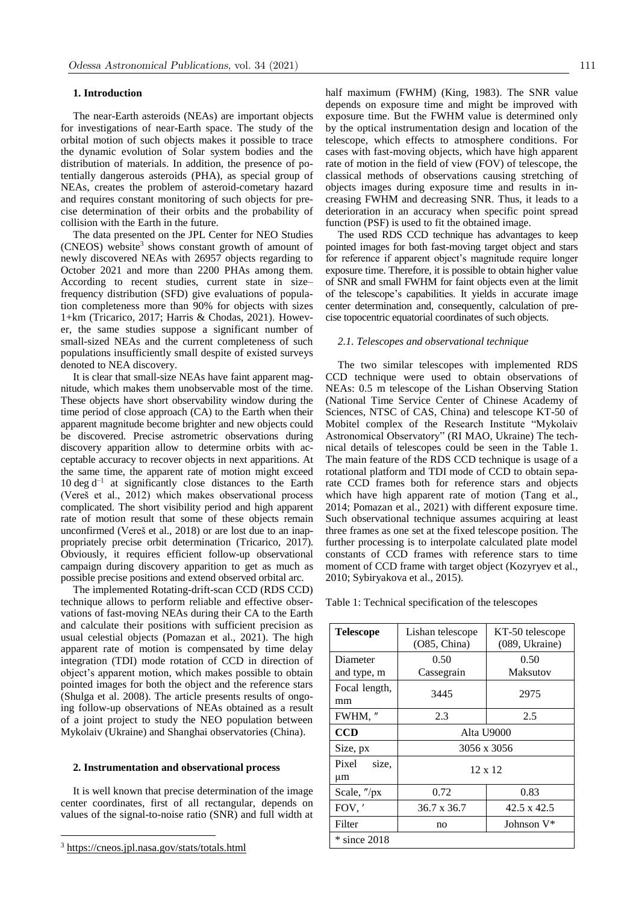## 1. Introduction

The near-Earth asteroids (NEAs) are important objects for investigations of near-Earth space. The study of the orbital motion of such objects makes it possible to trace the dynamic evolution of Solar system bodies and the distribution of materials. In addition, the presence of potentially dangerous asteroids (PHA), as special group of NEAs, creates the problem of asteroid-cometary hazard and requires constant monitoring of such objects for precise determination of their orbits and the probability of collision with the Earth in the future.

The data presented on the JPL Center for NEO Studies (CNEOS) website[3] shows constant growth of amount of newly discovered NEAs with 26957 objects regarding to October 2021 and more than 2200 PHAs among them. According to recent studies, current state in size–frequency distribution (SFD) give evaluations of population completeness more than 90% for objects with sizes 1+km (Tricarico, 2017; Harris & Chodas, 2021). However, the same studies suppose a significant number of small-sized NEAs and the current completeness of such populations insufficiently small despite of existed surveys denoted to NEA discovery.

It is clear that small-size NEAs have faint apparent magnitude, which makes them unobservable most of the time. These objects have short observability window during the time period of close approach (CA) to the Earth when their apparent magnitude become brighter and new objects could be discovered. Precise astrometric observations during discovery apparition allow to determine orbits with acceptable accuracy to recover objects in next apparitions. At the same time, the apparent rate of motion might exceed 10 deg $d^{-1}$ at significantly close distances to the Earth (Vereš et al., 2012) which makes observational process complicated. The short visibility period and high apparent rate of motion result that some of these objects remain unconfirmed (Vereš et al., 2018) or are lost due to an inappropriately precise orbit determination (Tricarico, 2017). Obviously, it requires efficient follow-up observational campaign during discovery apparition to get as much as possible precise positions and extend observed orbital arc.

The implemented Rotating-drift-scan CCD (RDS CCD) technique allows to perform reliable and effective observations of fast-moving NEAs during their CA to the Earth and calculate their positions with sufficient precision as usual celestial objects (Pomazan et al., 2021). The high apparent rate of motion is compensated by time delay integration (TDI) mode rotation of CCD in direction of object's apparent motion, which makes possible to obtain pointed images for both the object and the reference stars (Shulga et al. 2008). The article presents results of ongoing follow-up observations of NEAs obtained as a result of a joint project to study the NEO population between Mykolaiv (Ukraine) and Shanghai observatories (China).

## 2. Instrumentation and observational process

It is well known that precise determination of the image center coordinates, first of all rectangular, depends on values of the signal-to-noise ratio (SNR) and full width at half maximum (FWHM) (King, 1983). The SNR value depends on exposure time and might be improved with exposure time. But the FWHM value is determined only by the optical instrumentation design and location of the telescope, which effects to atmosphere conditions. For cases with fast-moving objects, which have high apparent rate of motion in the field of view (FOV) of telescope, the classical methods of observations causing stretching of objects images during exposure time and results in increasing FWHM and decreasing SNR. Thus, it leads to a deterioration in an accuracy when specific point spread function (PSF) is used to fit the obtained image.

The used RDS CCD technique has advantages to keep pointed images for both fast-moving target object and stars for reference if apparent object's magnitude require longer exposure time. Therefore, it is possible to obtain higher value of SNR and small FWHM for faint objects even at the limit of the telescope's capabilities. It yields in accurate image center determination and, consequently, calculation of precise topocentric equatorial coordinates of such objects.

### *2.1. Telescopes and observational technique*

The two similar telescopes with implemented RDS CCD technique were used to obtain observations of NEAs: 0.5 m telescope of the Lishan Observing Station (National Time Service Center of Chinese Academy of Sciences, NTSC of CAS, China) and telescope KT-50 of Mobitel complex of the Research Institute "Mykolaiv Astronomical Observatory" (RI MAO, Ukraine) The technical details of telescopes could be seen in the Table 1. The main feature of the RDS CCD technique is usage of a rotational platform and TDI mode of CCD to obtain separate CCD frames both for reference stars and objects which have high apparent rate of motion (Tang et al., 2014; Pomazan et al., 2021) with different exposure time. Such observational technique assumes acquiring at least three frames as one set at the fixed telescope position. The further processing is to interpolate calculated plate model constants of CCD frames with reference stars to time moment of CCD frame with target object (Kozyryev et al., 2010; Sybiryakova et al., 2015).

Table 1: Technical specification of the telescopes

| **Telescope** | Lishan telescope (O85, China) | KT-50 telescope (089, Ukraine) |
|---|---|---|
| Diameter and type, m | 0.50 Cassegrain | 0.50 Maksutov |
| Focal length, mm | 3445 | 2975 |
| FWHM, ″ | 2.3 | 2.5 |
| **CCD** | Alta U9000 | |
| Size, px | 3056 x 3056 | |
| Pixel size, μm | 12 x 12 | |
| Scale, ″/px | 0.72 | 0.83 |
| FOV, ′ | 36.7 x 36.7 | 42.5 x 42.5 |
| Filter | no | Johnson V* |
| * since 2018 | | |

[3] https://cneos.jpl.nasa.gov/stats/totals.html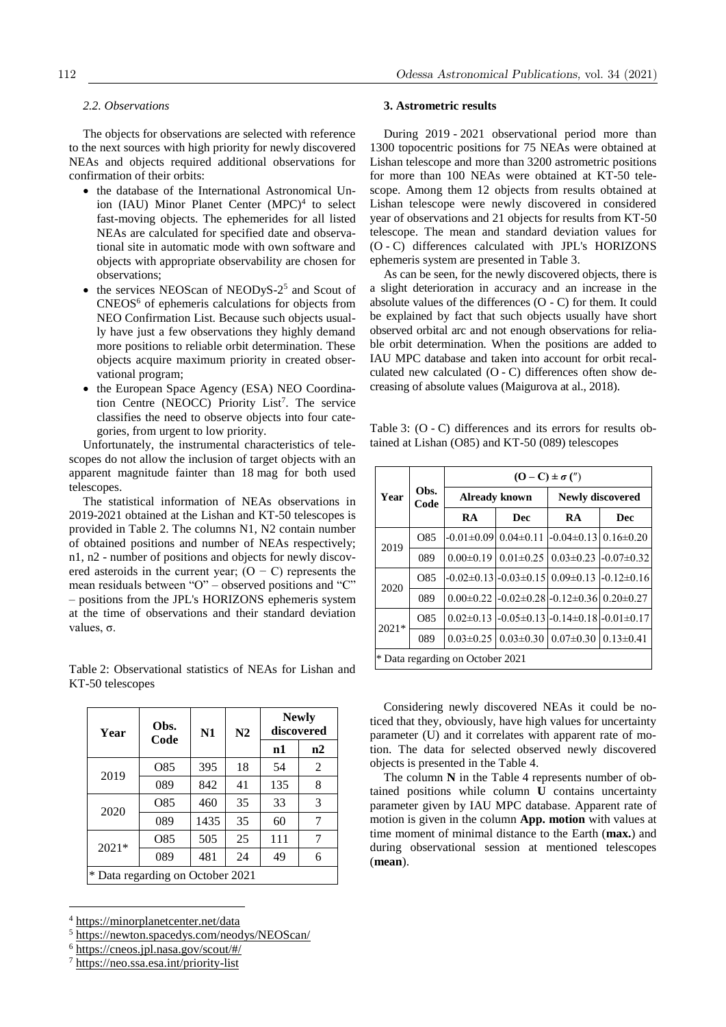### 2.2. Observations

The objects for observations are selected with reference to the next sources with high priority for newly discovered NEAs and objects required additional observations for confirmation of their orbits:

- the database of the International Astronomical Union (IAU) Minor Planet Center (MPC)[4] to select fast-moving objects. The ephemerides for all listed NEAs are calculated for specified date and observational site in automatic mode with own software and objects with appropriate observability are chosen for observations;
- the services NEOScan of NEODyS-2[5] and Scout of CNEOS[6] of ephemeris calculations for objects from NEO Confirmation List. Because such objects usually have just a few observations they highly demand more positions to reliable orbit determination. These objects acquire maximum priority in created observational program;
- the European Space Agency (ESA) NEO Coordination Centre (NEOCC) Priority List[7]. The service classifies the need to observe objects into four categories, from urgent to low priority.

Unfortunately, the instrumental characteristics of telescopes do not allow the inclusion of target objects with an apparent magnitude fainter than 18 mag for both used telescopes.

The statistical information of NEAs observations in 2019-2021 obtained at the Lishan and KT-50 telescopes is provided in Table 2. The columns N1, N2 contain number of obtained positions and number of NEAs respectively; n1, n2 - number of positions and objects for newly discovered asteroids in the current year; (O − C) represents the mean residuals between "O" – observed positions and "C" – positions from the JPL's HORIZONS ephemeris system at the time of observations and their standard deviation values, σ.

Table 2: Observational statistics of NEAs for Lishan and KT-50 telescopes

| Year | Obs. Code | N1 | N2 | Newly discovered | |
|---|---|---|---|---|---|
| | | | | n1 | n2 |
| 2019 | O85 | 395 | 18 | 54 | 2 |
| | 089 | 842 | 41 | 135 | 8 |
| 2020 | O85 | 460 | 35 | 33 | 3 |
| | 089 | 1435 | 35 | 60 | 7 |
| 2021* | O85 | 505 | 25 | 111 | 7 |
| | 089 | 481 | 24 | 49 | 6 |

\* Data regarding on October 2021

### 3. Astrometric results

During 2019 - 2021 observational period more than 1300 topocentric positions for 75 NEAs were obtained at Lishan telescope and more than 3200 astrometric positions for more than 100 NEAs were obtained at KT-50 telescope. Among them 12 objects from results obtained at Lishan telescope were newly discovered in considered year of observations and 21 objects for results from KT-50 telescope. The mean and standard deviation values for (O - C) differences calculated with JPL's HORIZONS ephemeris system are presented in Table 3.

As can be seen, for the newly discovered objects, there is a slight deterioration in accuracy and an increase in the absolute values of the differences (O - C) for them. It could be explained by fact that such objects usually have short observed orbital arc and not enough observations for reliable orbit determination. When the positions are added to IAU MPC database and taken into account for orbit recalculated new calculated (O - C) differences often show decreasing of absolute values (Maigurova at al., 2018).

Table 3: (O - C) differences and its errors for results obtained at Lishan (O85) and KT-50 (089) telescopes

| Year | Obs. Code | $(O - C) \pm \sigma$ (″) | | | |
|---|---|---|---|---|---|
| | | Already known | | Newly discovered | |
| | | RA | Dec | RA | Dec |
| 2019 | O85 | -0.01±0.09 | 0.04±0.11 | -0.04±0.13 | 0.16±0.20 |
| | 089 | 0.00±0.19 | 0.01±0.25 | 0.03±0.23 | -0.07±0.32 |
| 2020 | O85 | -0.02±0.13 | -0.03±0.15 | 0.09±0.13 | -0.12±0.16 |
| | 089 | 0.00±0.22 | -0.02±0.28 | -0.12±0.36 | 0.20±0.27 |
| 2021* | O85 | 0.02±0.13 | -0.05±0.13 | -0.14±0.18 | -0.01±0.17 |
| | 089 | 0.03±0.25 | 0.03±0.30 | 0.07±0.30 | 0.13±0.41 |

\* Data regarding on October 2021

Considering newly discovered NEAs it could be noticed that they, obviously, have high values for uncertainty parameter (U) and it correlates with apparent rate of motion. The data for selected observed newly discovered objects is presented in the Table 4.

The column **N** in the Table 4 represents number of obtained positions while column **U** contains uncertainty parameter given by IAU MPC database. Apparent rate of motion is given in the column **App. motion** with values at time moment of minimal distance to the Earth (**max.**) and during observational session at mentioned telescopes (**mean**).

[4] https://minorplanetcenter.net/data
[5] https://newton.spacedys.com/neodys/NEOScan/
[6] https://cneos.jpl.nasa.gov/scout/#/
[7] https://neo.ssa.esa.int/priority-list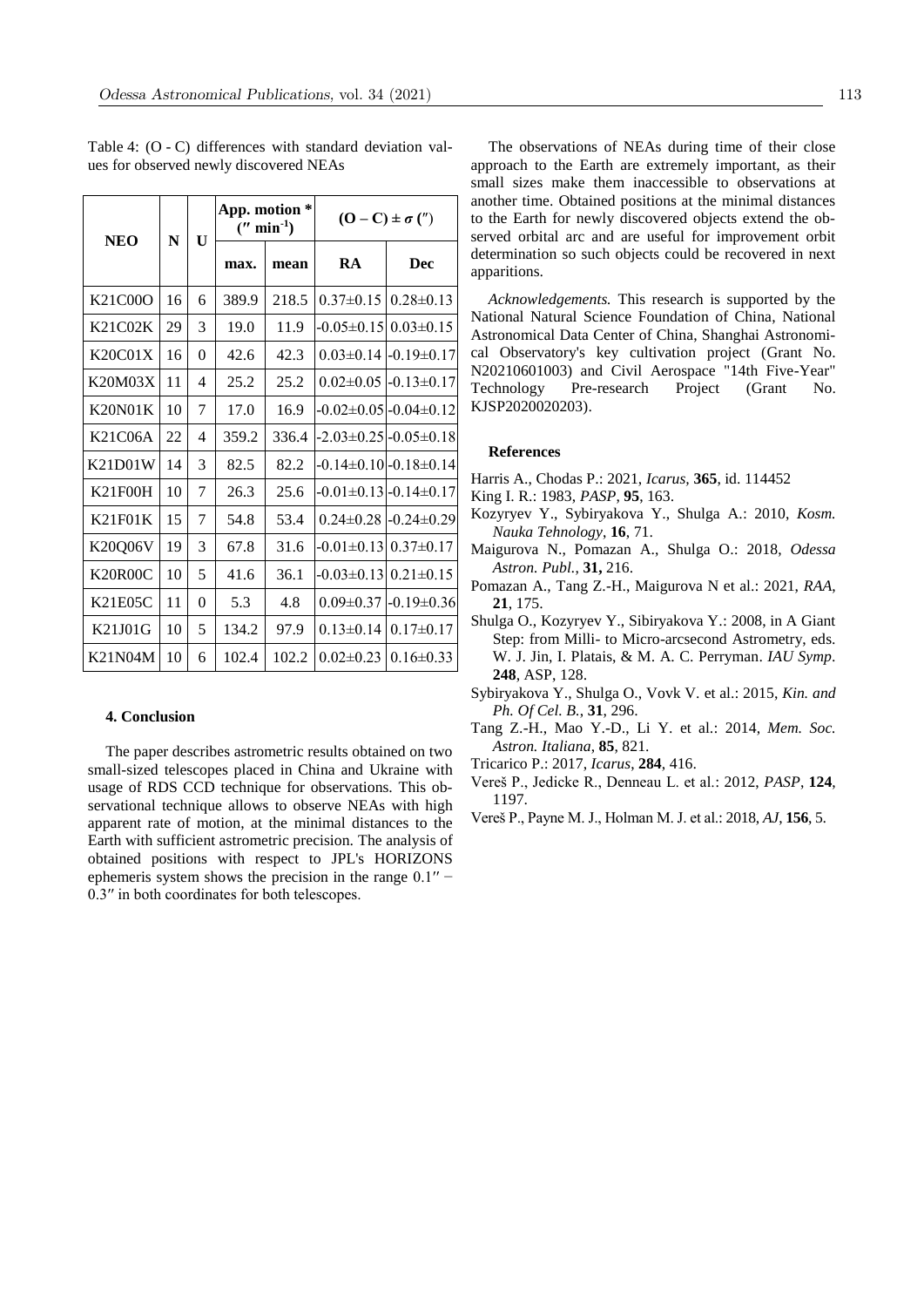Table 4: (O - C) differences with standard deviation values for observed newly discovered NEAs

| NEO | N | U | App. motion * ($'' \min^{-1}$) | | $(O-C) \pm \sigma$ ($''$) | |
|---|---|---|---|---|---|---|
| | | | max. | mean | RA | Dec |
| K21C00O | 16 | 6 | 389.9 | 218.5 | 0.37±0.15 | 0.28±0.13 |
| K21C02K | 29 | 3 | 19.0 | 11.9 | -0.05±0.15 | 0.03±0.15 |
| K20C01X | 16 | 0 | 42.6 | 42.3 | 0.03±0.14 | -0.19±0.17 |
| K20M03X | 11 | 4 | 25.2 | 25.2 | 0.02±0.05 | -0.13±0.17 |
| K20N01K | 10 | 7 | 17.0 | 16.9 | -0.02±0.05 | -0.04±0.12 |
| K21C06A | 22 | 4 | 359.2 | 336.4 | -2.03±0.25 | -0.05±0.18 |
| K21D01W | 14 | 3 | 82.5 | 82.2 | -0.14±0.10 | -0.18±0.14 |
| K21F00H | 10 | 7 | 26.3 | 25.6 | -0.01±0.13 | -0.14±0.17 |
| K21F01K | 15 | 7 | 54.8 | 53.4 | 0.24±0.28 | -0.24±0.29 |
| K20Q06V | 19 | 3 | 67.8 | 31.6 | -0.01±0.13 | 0.37±0.17 |
| K20R00C | 10 | 5 | 41.6 | 36.1 | -0.03±0.13 | 0.21±0.15 |
| K21E05C | 11 | 0 | 5.3 | 4.8 | 0.09±0.37 | -0.19±0.36 |
| K21J01G | 10 | 5 | 134.2 | 97.9 | 0.13±0.14 | 0.17±0.17 |
| K21N04M | 10 | 6 | 102.4 | 102.2 | 0.02±0.23 | 0.16±0.33 |

## 4. Conclusion

The paper describes astrometric results obtained on two small-sized telescopes placed in China and Ukraine with usage of RDS CCD technique for observations. This observational technique allows to observe NEAs with high apparent rate of motion, at the minimal distances to the Earth with sufficient astrometric precision. The analysis of obtained positions with respect to JPL's HORIZONS ephemeris system shows the precision in the range $0.1'' - 0.3''$ in both coordinates for both telescopes.

The observations of NEAs during time of their close approach to the Earth are extremely important, as their small sizes make them inaccessible to observations at another time. Obtained positions at the minimal distances to the Earth for newly discovered objects extend the observed orbital arc and are useful for improvement orbit determination so such objects could be recovered in next apparitions.

*Acknowledgements.* This research is supported by the National Natural Science Foundation of China, National Astronomical Data Center of China, Shanghai Astronomical Observatory's key cultivation project (Grant No. N20210601003) and Civil Aerospace "14th Five-Year" Technology Pre-research Project (Grant No. KJSP2020020203).

## References

Harris A., Chodas P.: 2021, *Icarus*, **365**, id. 114452

King I. R.: 1983, *PASP*, **95**, 163.

Kozyryev Y., Sybiryakova Y., Shulga A.: 2010, *Kosm. Nauka Tehnology*, **16**, 71.

Maigurova N., Pomazan A., Shulga O.: 2018, *Odessa Astron. Publ.*, **31,** 216.

Pomazan A., Tang Z.-H., Maigurova N et al.: 2021, *RAA*, **21**, 175.

Shulga O., Kozyryev Y., Sibiryakova Y.: 2008, in A Giant Step: from Milli- to Micro-arcsecond Astrometry, eds. W. J. Jin, I. Platais, & M. A. C. Perryman. *IAU Symp*. **248**, ASP, 128.

Sybiryakova Y., Shulga O., Vovk V. et al.: 2015, *Kin. and Ph. Of Cel. B.*, **31**, 296.

Tang Z.-H., Mao Y.-D., Li Y. et al.: 2014, *Mem. Soc. Astron. Italiana*, **85**, 821.

Tricarico P.: 2017, *Icarus*, **284**, 416.

Vereš P., Jedicke R., Denneau L. et al.: 2012, *PASP*, **124**, 1197.

Vereš P., Payne M. J., Holman M. J. et al.: 2018, *AJ*, **156**, 5.